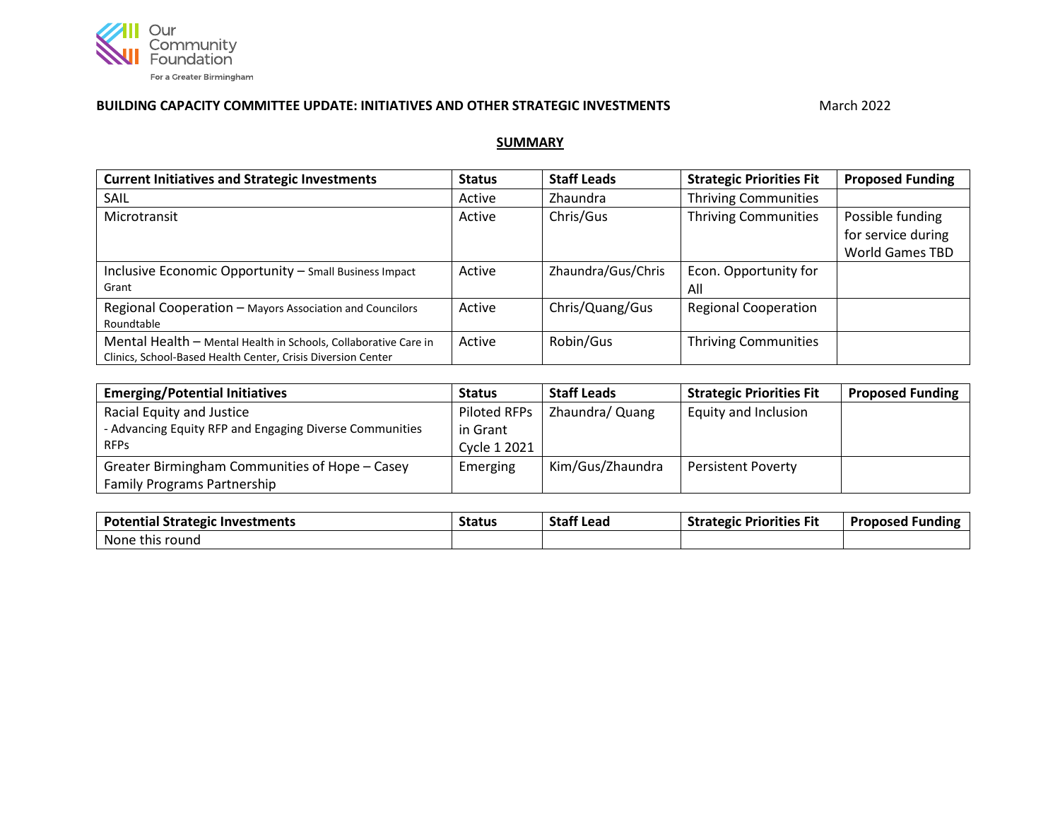Our Community Foundation
For a Greater Birmingham

**BUILDING CAPACITY COMMITTEE UPDATE: INITIATIVES AND OTHER STRATEGIC INVESTMENTS** March 2022

## SUMMARY

| Current Initiatives and Strategic Investments | Status | Staff Leads | Strategic Priorities Fit | Proposed Funding |
|---|---|---|---|---|
| SAIL | Active | Zhaundra | Thriving Communities | |
| Microtransit | Active | Chris/Gus | Thriving Communities | Possible funding for service during World Games TBD |
| Inclusive Economic Opportunity – Small Business Impact Grant | Active | Zhaundra/Gus/Chris | Econ. Opportunity for All | |
| Regional Cooperation – Mayors Association and Councilors Roundtable | Active | Chris/Quang/Gus | Regional Cooperation | |
| Mental Health – Mental Health in Schools, Collaborative Care in Clinics, School-Based Health Center, Crisis Diversion Center | Active | Robin/Gus | Thriving Communities | |

| Emerging/Potential Initiatives | Status | Staff Leads | Strategic Priorities Fit | Proposed Funding |
|---|---|---|---|---|
| Racial Equity and Justice<br>- Advancing Equity RFP and Engaging Diverse Communities RFPs | Piloted RFPs in Grant Cycle 1 2021 | Zhaundra/ Quang | Equity and Inclusion | |
| Greater Birmingham Communities of Hope – Casey Family Programs Partnership | Emerging | Kim/Gus/Zhaundra | Persistent Poverty | |

| Potential Strategic Investments | Status | Staff Lead | Strategic Priorities Fit | Proposed Funding |
|---|---|---|---|---|
| None this round | | | | |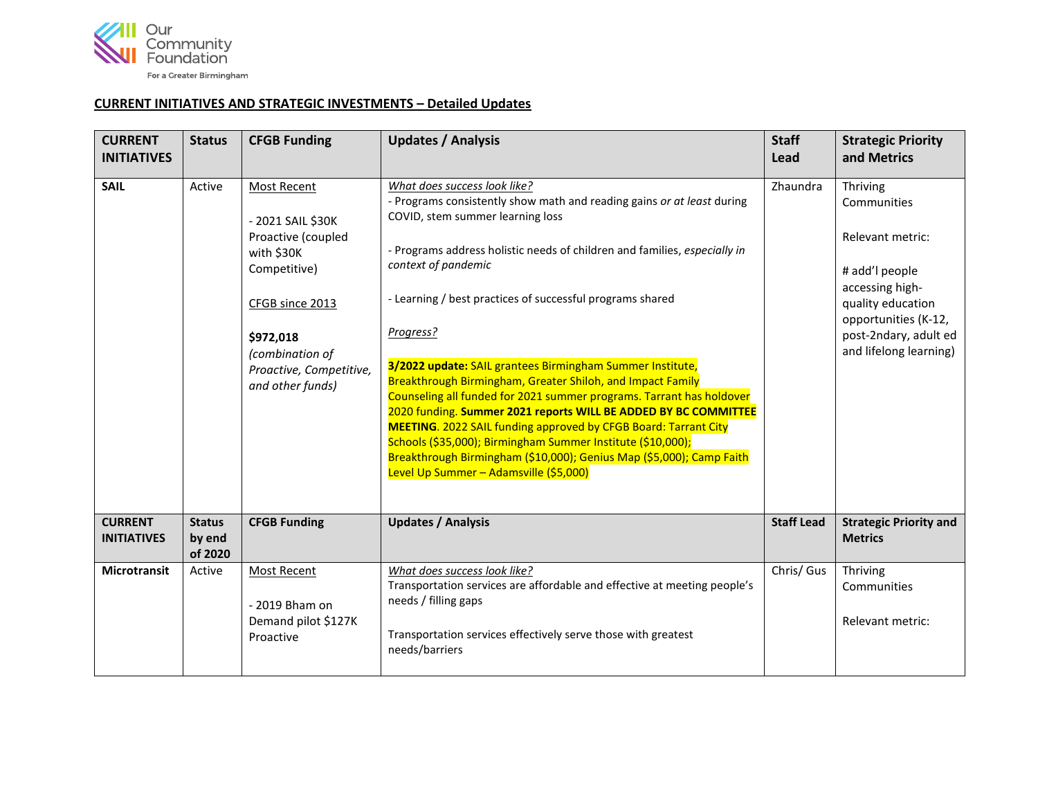**CURRENT INITIATIVES AND STRATEGIC INVESTMENTS – Detailed Updates**

| CURRENT INITIATIVES | Status | CFGB Funding | Updates / Analysis | Staff Lead | Strategic Priority and Metrics |
|---|---|---|---|---|---|
| **SAIL** | Active | Most Recent<br><br>- 2021 SAIL $30K Proactive (coupled with $30K Competitive)<br><br>CFGB since 2013<br><br>**$972,018**<br>*(combination of Proactive, Competitive, and other funds)* | *What does success look like?*<br>- Programs consistently show math and reading gains *or at least* during COVID, stem summer learning loss<br><br>- Programs address holistic needs of children and families, *especially in context of pandemic*<br><br>- Learning / best practices of successful programs shared<br><br>*Progress?*<br><br>**3/2022 update:** SAIL grantees Birmingham Summer Institute, Breakthrough Birmingham, Greater Shiloh, and Impact Family Counseling all funded for 2021 summer programs. Tarrant has holdover 2020 funding. **Summer 2021 reports WILL BE ADDED BY BC COMMITTEE MEETING**. 2022 SAIL funding approved by CFGB Board: Tarrant City Schools ($35,000); Birmingham Summer Institute ($10,000); Breakthrough Birmingham ($10,000); Genius Map ($5,000); Camp Faith Level Up Summer – Adamsville ($5,000) | Zhaundra | Thriving Communities<br><br>Relevant metric:<br><br># add'l people accessing high-quality education opportunities (K-12, post-2ndary, adult ed and lifelong learning) |
| **CURRENT INITIATIVES** | **Status by end of 2020** | **CFGB Funding** | **Updates / Analysis** | **Staff Lead** | **Strategic Priority and Metrics** |
| **Microtransit** | Active | Most Recent<br><br>- 2019 Bham on Demand pilot $127K Proactive | *What does success look like?*<br>Transportation services are affordable and effective at meeting people's needs / filling gaps<br><br>Transportation services effectively serve those with greatest needs/barriers | Chris/ Gus | Thriving Communities<br><br>Relevant metric: |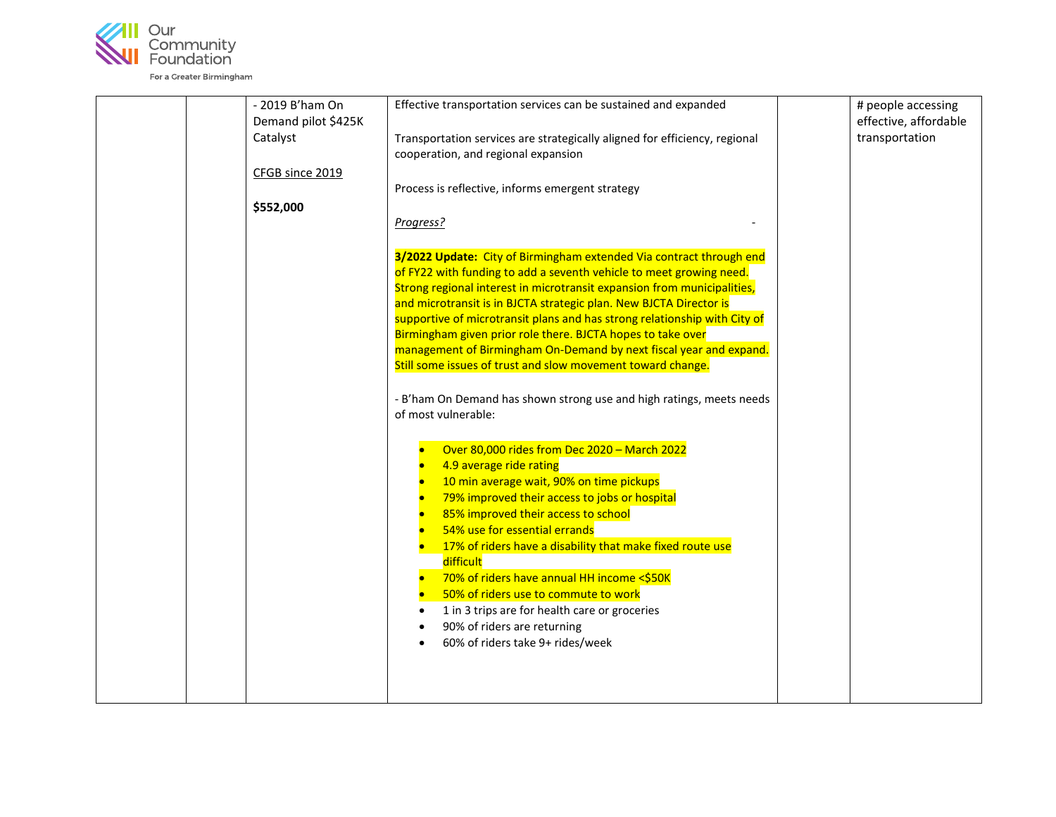| | | | | | |
|---|---|---|---|---|---|
| | | - 2019 B'ham On Demand pilot $425K Catalyst<br><br>CFGB since 2019<br><br>**$552,000** | Effective transportation services can be sustained and expanded<br><br>Transportation services are strategically aligned for efficiency, regional cooperation, and regional expansion<br><br>Process is reflective, informs emergent strategy<br><br>*Progress?* -<br><br>**3/2022 Update:** City of Birmingham extended Via contract through end of FY22 with funding to add a seventh vehicle to meet growing need. Strong regional interest in microtransit expansion from municipalities, and microtransit is in BJCTA strategic plan. New BJCTA Director is supportive of microtransit plans and has strong relationship with City of Birmingham given prior role there. BJCTA hopes to take over management of Birmingham On-Demand by next fiscal year and expand. Still some issues of trust and slow movement toward change.<br><br>- B'ham On Demand has shown strong use and high ratings, meets needs of most vulnerable:<br><br>• Over 80,000 rides from Dec 2020 – March 2022<br>• 4.9 average ride rating<br>• 10 min average wait, 90% on time pickups<br>• 79% improved their access to jobs or hospital<br>• 85% improved their access to school<br>• 54% use for essential errands<br>• 17% of riders have a disability that make fixed route use difficult<br>• 70% of riders have annual HH income <$50K<br>• 50% of riders use to commute to work<br>• 1 in 3 trips are for health care or groceries<br>• 90% of riders are returning<br>• 60% of riders take 9+ rides/week | | # people accessing effective, affordable transportation |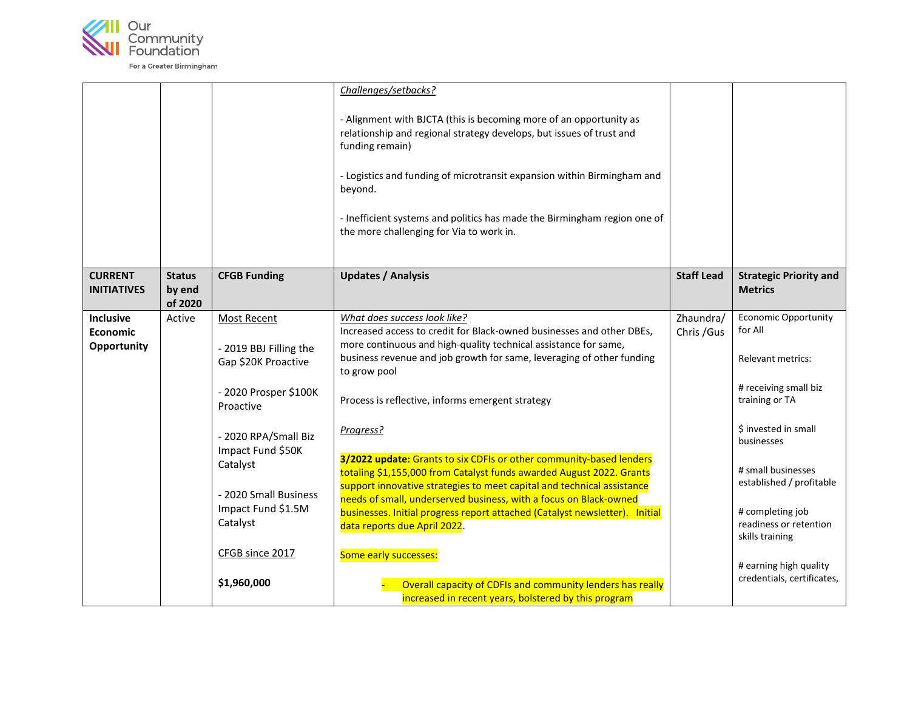| | | | *Challenges/setbacks?*<br><br>- Alignment with BJCTA (this is becoming more of an opportunity as relationship and regional strategy develops, but issues of trust and funding remain)<br><br>- Logistics and funding of microtransit expansion within Birmingham and beyond.<br><br>- Inefficient systems and politics has made the Birmingham region one of the more challenging for Via to work in. | | |
|---|---|---|---|---|---|
| **CURRENT INITIATIVES** | **Status by end of 2020** | **CFGB Funding** | **Updates / Analysis** | **Staff Lead** | **Strategic Priority and Metrics** |
| **Inclusive Economic Opportunity** | Active | Most Recent<br><br>- 2019 BBJ Filling the Gap $20K Proactive<br><br>- 2020 Prosper $100K Proactive<br><br>- 2020 RPA/Small Biz Impact Fund $50K Catalyst<br><br>- 2020 Small Business Impact Fund $1.5M Catalyst<br><br>CFGB since 2017<br><br>**$1,960,000** | *What does success look like?*<br>Increased access to credit for Black-owned businesses and other DBEs, more continuous and high-quality technical assistance for same, business revenue and job growth for same, leveraging of other funding to grow pool<br><br>Process is reflective, informs emergent strategy<br><br>*Progress?*<br><br>**3/2022 update:** Grants to six CDFIs or other community-based lenders totaling $1,155,000 from Catalyst funds awarded August 2022. Grants support innovative strategies to meet capital and technical assistance needs of small, underserved business, with a focus on Black-owned businesses. Initial progress report attached (Catalyst newsletter). Initial data reports due April 2022.<br><br>Some early successes:<br><br>- Overall capacity of CDFIs and community lenders has really increased in recent years, bolstered by this program | Zhaundra/ Chris /Gus | Economic Opportunity for All<br><br>Relevant metrics:<br><br># receiving small biz training or TA<br><br>$ invested in small businesses<br><br># small businesses established / profitable<br><br># completing job readiness or retention skills training<br><br># earning high quality credentials, certificates, |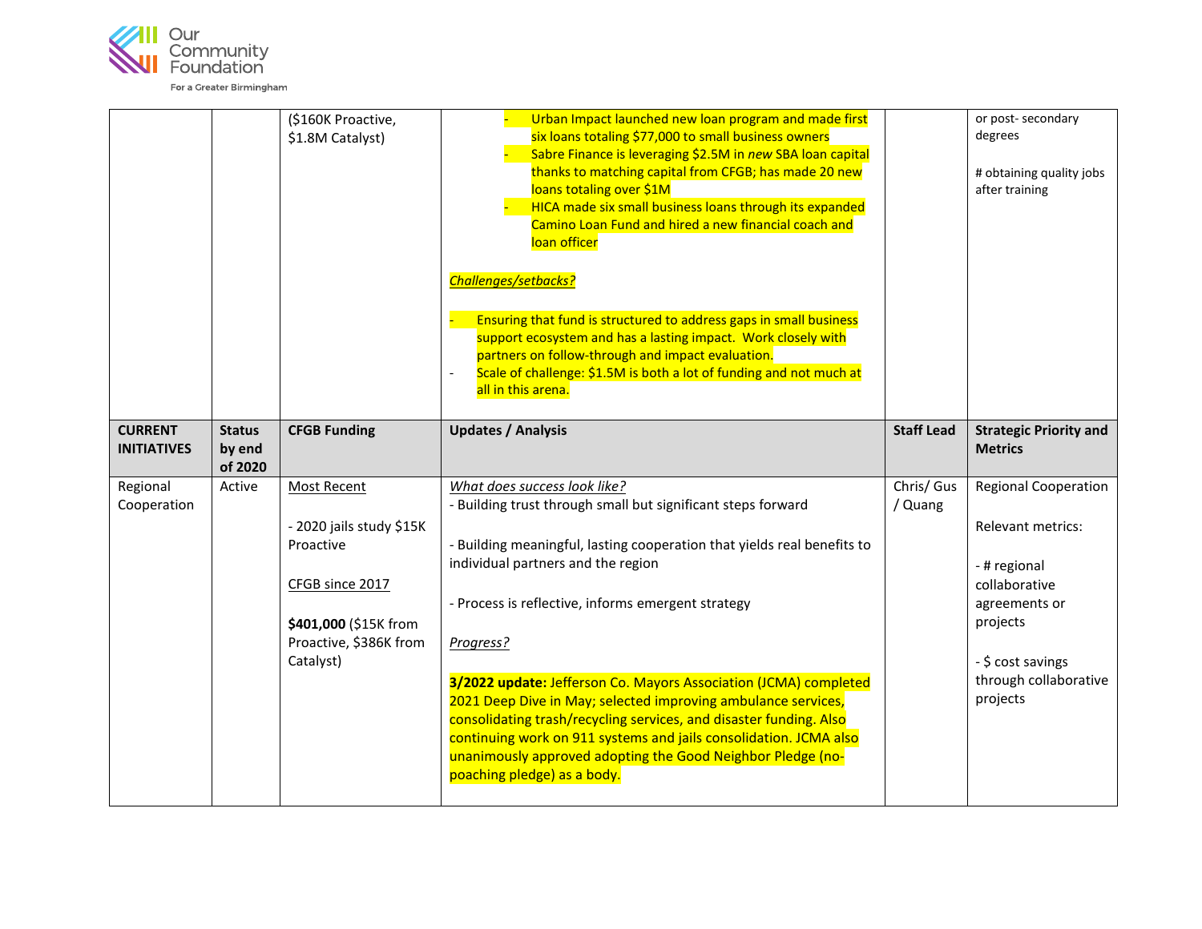| | | ($160K Proactive, $1.8M Catalyst) | - Urban Impact launched new loan program and made first six loans totaling $77,000 to small business owners<br>- Sabre Finance is leveraging $2.5M in *new* SBA loan capital thanks to matching capital from CFGB; has made 20 new loans totaling over $1M<br>- HICA made six small business loans through its expanded Camino Loan Fund and hired a new financial coach and loan officer<br><br>*Challenges/setbacks?*<br><br>- Ensuring that fund is structured to address gaps in small business support ecosystem and has a lasting impact. Work closely with partners on follow-through and impact evaluation.<br>- Scale of challenge: $1.5M is both a lot of funding and not much at all in this arena. | | or post- secondary degrees<br><br># obtaining quality jobs after training |
|---|---|---|---|---|---|
| **CURRENT INITIATIVES** | **Status by end of 2020** | **CFGB Funding** | **Updates / Analysis** | **Staff Lead** | **Strategic Priority and Metrics** |
| Regional Cooperation | Active | Most Recent<br><br>- 2020 jails study $15K Proactive<br><br>CFGB since 2017<br><br>**$401,000** ($15K from Proactive, $386K from Catalyst) | *What does success look like?*<br>- Building trust through small but significant steps forward<br><br>- Building meaningful, lasting cooperation that yields real benefits to individual partners and the region<br><br>- Process is reflective, informs emergent strategy<br><br>*Progress?*<br><br>**3/2022 update:** Jefferson Co. Mayors Association (JCMA) completed 2021 Deep Dive in May; selected improving ambulance services, consolidating trash/recycling services, and disaster funding. Also continuing work on 911 systems and jails consolidation. JCMA also unanimously approved adopting the Good Neighbor Pledge (no-poaching pledge) as a body. | Chris/ Gus / Quang | Regional Cooperation<br><br>Relevant metrics:<br><br>- # regional collaborative agreements or projects<br><br>- $ cost savings through collaborative projects |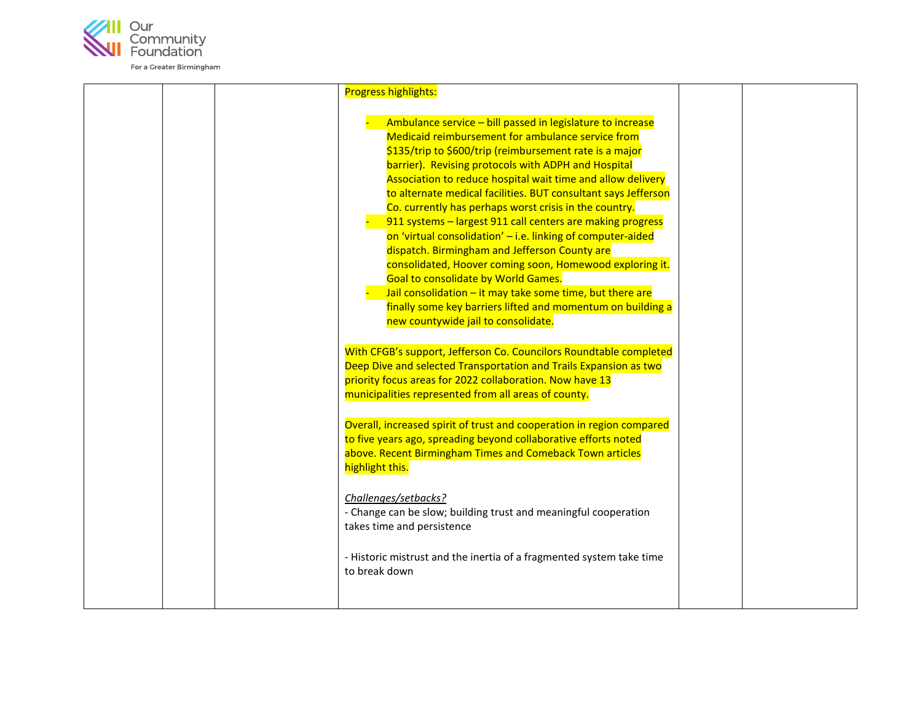| | | | Progress highlights:<br><br>- Ambulance service – bill passed in legislature to increase Medicaid reimbursement for ambulance service from $135/trip to $600/trip (reimbursement rate is a major barrier). Revising protocols with ADPH and Hospital Association to reduce hospital wait time and allow delivery to alternate medical facilities. BUT consultant says Jefferson Co. currently has perhaps worst crisis in the country.<br>- 911 systems – largest 911 call centers are making progress on 'virtual consolidation' – i.e. linking of computer-aided dispatch. Birmingham and Jefferson County are consolidated, Hoover coming soon, Homewood exploring it. Goal to consolidate by World Games.<br>- Jail consolidation – it may take some time, but there are finally some key barriers lifted and momentum on building a new countywide jail to consolidate.<br><br>With CFGB's support, Jefferson Co. Councilors Roundtable completed Deep Dive and selected Transportation and Trails Expansion as two priority focus areas for 2022 collaboration. Now have 13 municipalities represented from all areas of county.<br><br>Overall, increased spirit of trust and cooperation in region compared to five years ago, spreading beyond collaborative efforts noted above. Recent Birmingham Times and Comeback Town articles highlight this.<br><br>*Challenges/setbacks?*<br>- Change can be slow; building trust and meaningful cooperation takes time and persistence<br><br>- Historic mistrust and the inertia of a fragmented system take time to break down | | |
|---|---|---|---|---|---|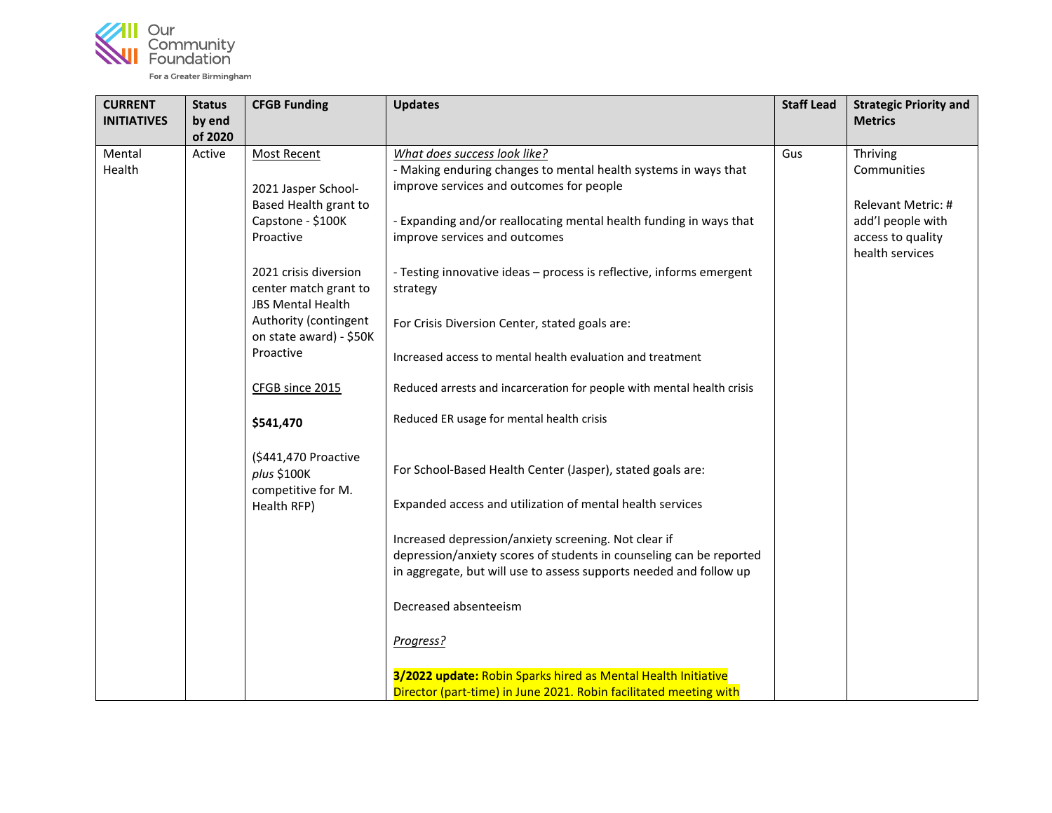| CURRENT INITIATIVES | Status by end of 2020 | CFGB Funding | Updates | Staff Lead | Strategic Priority and Metrics |
|---|---|---|---|---|---|
| Mental Health | Active | Most Recent<br><br>2021 Jasper School-Based Health grant to Capstone - $100K Proactive<br><br>2021 crisis diversion center match grant to JBS Mental Health Authority (contingent on state award) - $50K Proactive<br><br>CFGB since 2015<br><br>**$541,470**<br><br>($441,470 Proactive *plus* $100K competitive for M. Health RFP) | *What does success look like?*<br>- Making enduring changes to mental health systems in ways that improve services and outcomes for people<br><br>- Expanding and/or reallocating mental health funding in ways that improve services and outcomes<br><br>- Testing innovative ideas – process is reflective, informs emergent strategy<br><br>For Crisis Diversion Center, stated goals are:<br><br>Increased access to mental health evaluation and treatment<br><br>Reduced arrests and incarceration for people with mental health crisis<br><br>Reduced ER usage for mental health crisis<br><br>For School-Based Health Center (Jasper), stated goals are:<br><br>Expanded access and utilization of mental health services<br><br>Increased depression/anxiety screening. Not clear if depression/anxiety scores of students in counseling can be reported in aggregate, but will use to assess supports needed and follow up<br><br>Decreased absenteeism<br><br>*Progress?*<br><br>**3/2022 update:** Robin Sparks hired as Mental Health Initiative Director (part-time) in June 2021. Robin facilitated meeting with | Gus | Thriving Communities<br><br>Relevant Metric: # add'l people with access to quality health services |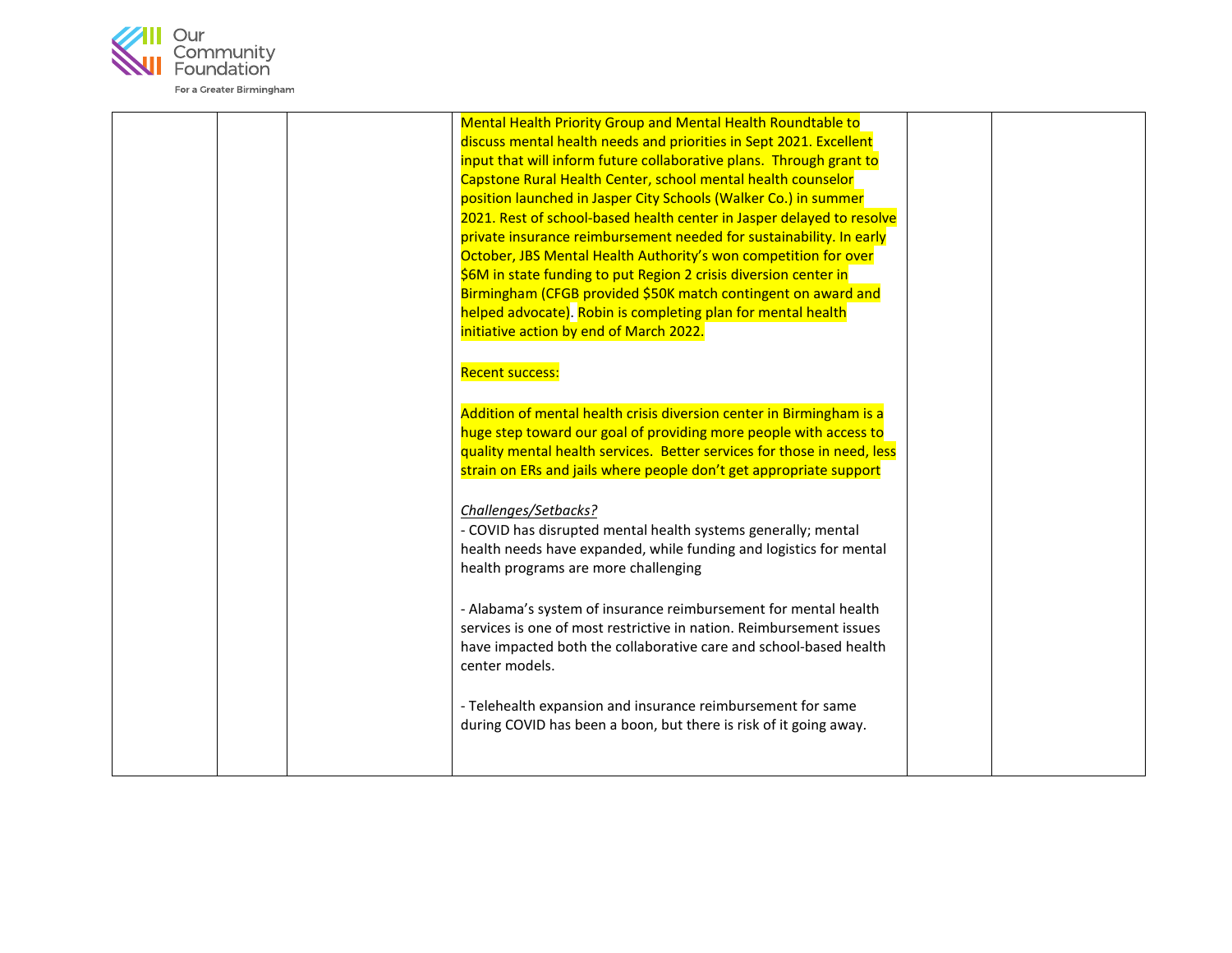| | | | | | |
|---|---|---|---|---|---|
| | | | Mental Health Priority Group and Mental Health Roundtable to discuss mental health needs and priorities in Sept 2021. Excellent input that will inform future collaborative plans. Through grant to Capstone Rural Health Center, school mental health counselor position launched in Jasper City Schools (Walker Co.) in summer 2021. Rest of school-based health center in Jasper delayed to resolve private insurance reimbursement needed for sustainability. In early October, JBS Mental Health Authority's won competition for over $6M in state funding to put Region 2 crisis diversion center in Birmingham (CFGB provided $50K match contingent on award and helped advocate). Robin is completing plan for mental health initiative action by end of March 2022.<br><br>Recent success:<br><br>Addition of mental health crisis diversion center in Birmingham is a huge step toward our goal of providing more people with access to quality mental health services. Better services for those in need, less strain on ERs and jails where people don't get appropriate support<br><br>*Challenges/Setbacks?*<br>- COVID has disrupted mental health systems generally; mental health needs have expanded, while funding and logistics for mental health programs are more challenging<br><br>- Alabama's system of insurance reimbursement for mental health services is one of most restrictive in nation. Reimbursement issues have impacted both the collaborative care and school-based health center models.<br><br>- Telehealth expansion and insurance reimbursement for same during COVID has been a boon, but there is risk of it going away. | | |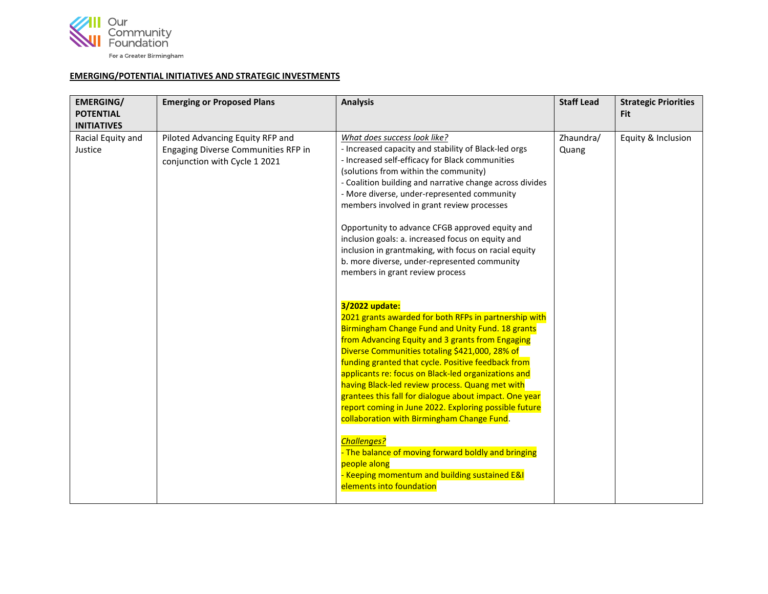Our Community Foundation
For a Greater Birmingham

**EMERGING/POTENTIAL INITIATIVES AND STRATEGIC INVESTMENTS**

| EMERGING/ POTENTIAL INITIATIVES | Emerging or Proposed Plans | Analysis | Staff Lead | Strategic Priorities Fit |
|---|---|---|---|---|
| Racial Equity and Justice | Piloted Advancing Equity RFP and Engaging Diverse Communities RFP in conjunction with Cycle 1 2021 | *What does success look like?*<br>- Increased capacity and stability of Black-led orgs<br>- Increased self-efficacy for Black communities (solutions from within the community)<br>- Coalition building and narrative change across divides<br>- More diverse, under-represented community members involved in grant review processes<br><br>Opportunity to advance CFGB approved equity and inclusion goals: a. increased focus on equity and inclusion in grantmaking, with focus on racial equity b. more diverse, under-represented community members in grant review process<br><br>**3/2022 update:**<br>2021 grants awarded for both RFPs in partnership with Birmingham Change Fund and Unity Fund. 18 grants from Advancing Equity and 3 grants from Engaging Diverse Communities totaling $421,000, 28% of funding granted that cycle. Positive feedback from applicants re: focus on Black-led organizations and having Black-led review process. Quang met with grantees this fall for dialogue about impact. One year report coming in June 2022. Exploring possible future collaboration with Birmingham Change Fund.<br><br>*Challenges?*<br>- The balance of moving forward boldly and bringing people along<br>- Keeping momentum and building sustained E&I elements into foundation | Zhaundra/ Quang | Equity & Inclusion |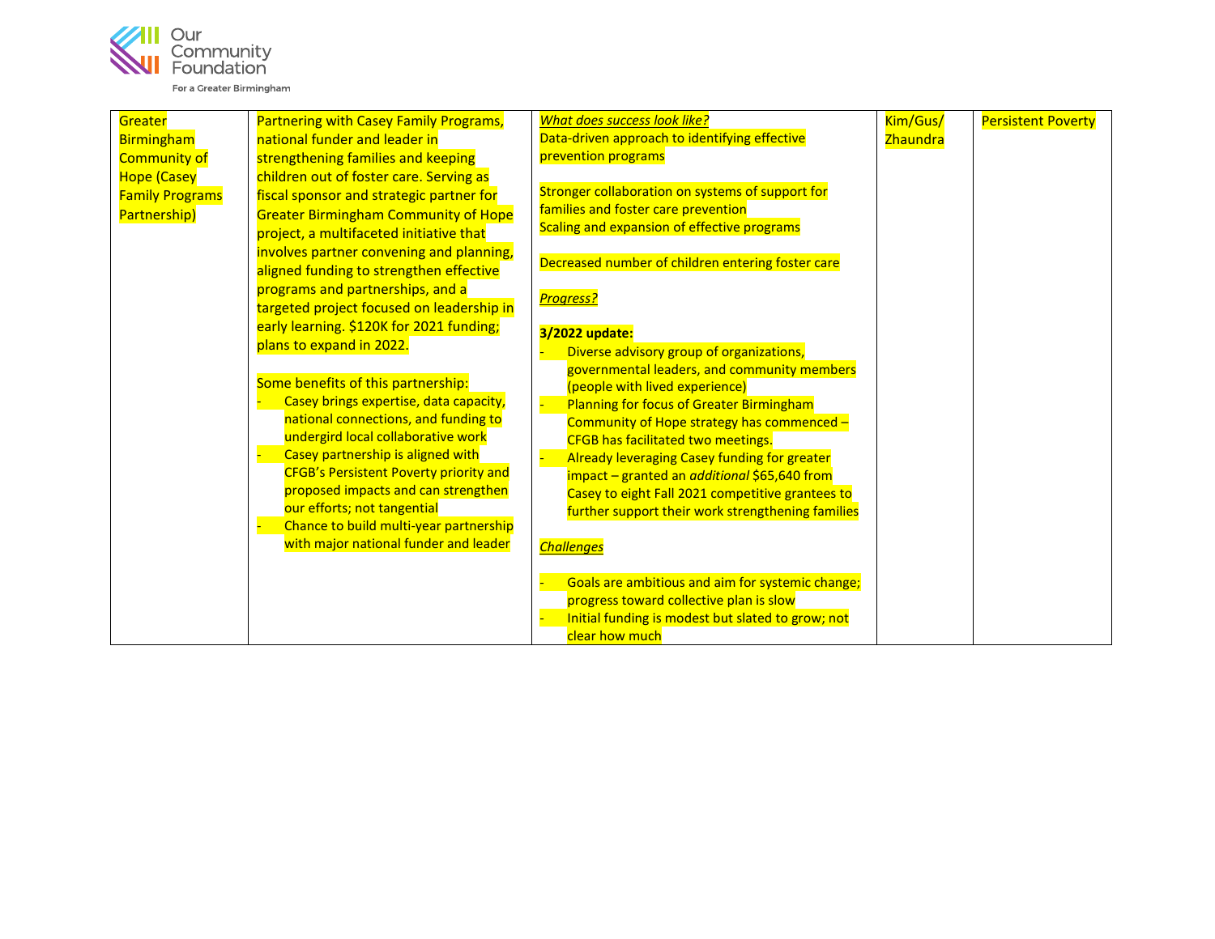| | | | | |
|---|---|---|---|---|
| Greater Birmingham Community of Hope (Casey Family Programs Partnership) | Partnering with Casey Family Programs, national funder and leader in strengthening families and keeping children out of foster care. Serving as fiscal sponsor and strategic partner for Greater Birmingham Community of Hope project, a multifaceted initiative that involves partner convening and planning, aligned funding to strengthen effective programs and partnerships, and a targeted project focused on leadership in early learning. $120K for 2021 funding; plans to expand in 2022.<br><br>Some benefits of this partnership:<br>- Casey brings expertise, data capacity, national connections, and funding to undergird local collaborative work<br>- Casey partnership is aligned with CFGB's Persistent Poverty priority and proposed impacts and can strengthen our efforts; not tangential<br>- Chance to build multi-year partnership with major national funder and leader | <u>*What does success look like?*</u><br>Data-driven approach to identifying effective prevention programs<br><br>Stronger collaboration on systems of support for families and foster care prevention<br>Scaling and expansion of effective programs<br><br>Decreased number of children entering foster care<br><br><u>*Progress?*</u><br><br>**3/2022 update:**<br>- Diverse advisory group of organizations, governmental leaders, and community members (people with lived experience)<br>- Planning for focus of Greater Birmingham Community of Hope strategy has commenced – CFGB has facilitated two meetings.<br>- Already leveraging Casey funding for greater impact – granted an *additional* $65,640 from Casey to eight Fall 2021 competitive grantees to further support their work strengthening families<br><br><u>*Challenges*</u><br><br>- Goals are ambitious and aim for systemic change; progress toward collective plan is slow<br>- Initial funding is modest but slated to grow; not clear how much | Kim/Gus/ Zhaundra | Persistent Poverty |